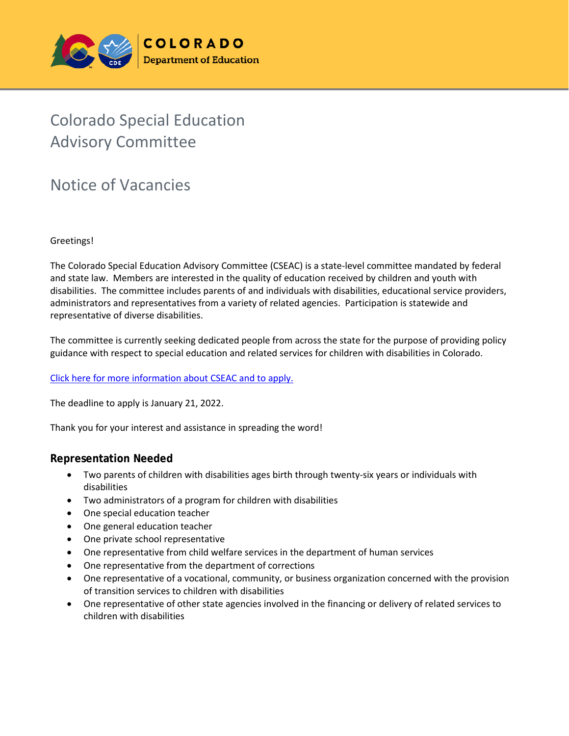# Colorado Special Education Advisory Committee

## Notice of Vacancies

Greetings!

The Colorado Special Education Advisory Committee (CSEAC) is a state-level committee mandated by federal and state law. Members are interested in the quality of education received by children and youth with disabilities. The committee includes parents of and individuals with disabilities, educational service providers, administrators and representatives from a variety of related agencies. Participation is statewide and representative of diverse disabilities.

The committee is currently seeking dedicated people from across the state for the purpose of providing policy guidance with respect to special education and related services for children with disabilities in Colorado.

Click here for more information about CSEAC and to apply.

The deadline to apply is January 21, 2022.

Thank you for your interest and assistance in spreading the word!

### Representation Needed

- Two parents of children with disabilities ages birth through twenty-six years or individuals with disabilities
- Two administrators of a program for children with disabilities
- One special education teacher
- One general education teacher
- One private school representative
- One representative from child welfare services in the department of human services
- One representative from the department of corrections
- One representative of a vocational, community, or business organization concerned with the provision of transition services to children with disabilities
- One representative of other state agencies involved in the financing or delivery of related services to children with disabilities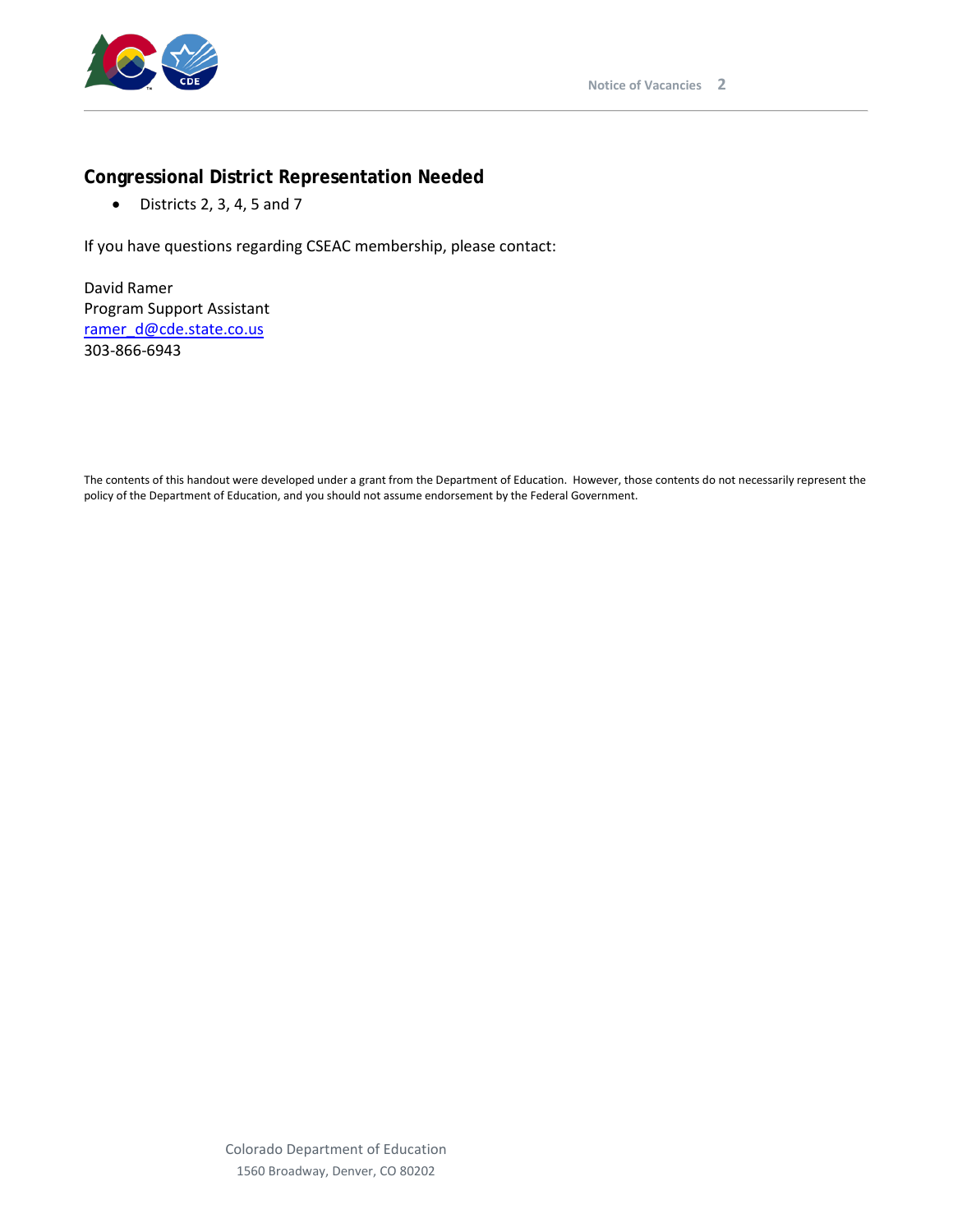## Congressional District Representation Needed

- Districts 2, 3, 4, 5 and 7

If you have questions regarding CSEAC membership, please contact:

David Ramer
Program Support Assistant
ramer_d@cde.state.co.us
303-866-6943

The contents of this handout were developed under a grant from the Department of Education. However, those contents do not necessarily represent the policy of the Department of Education, and you should not assume endorsement by the Federal Government.